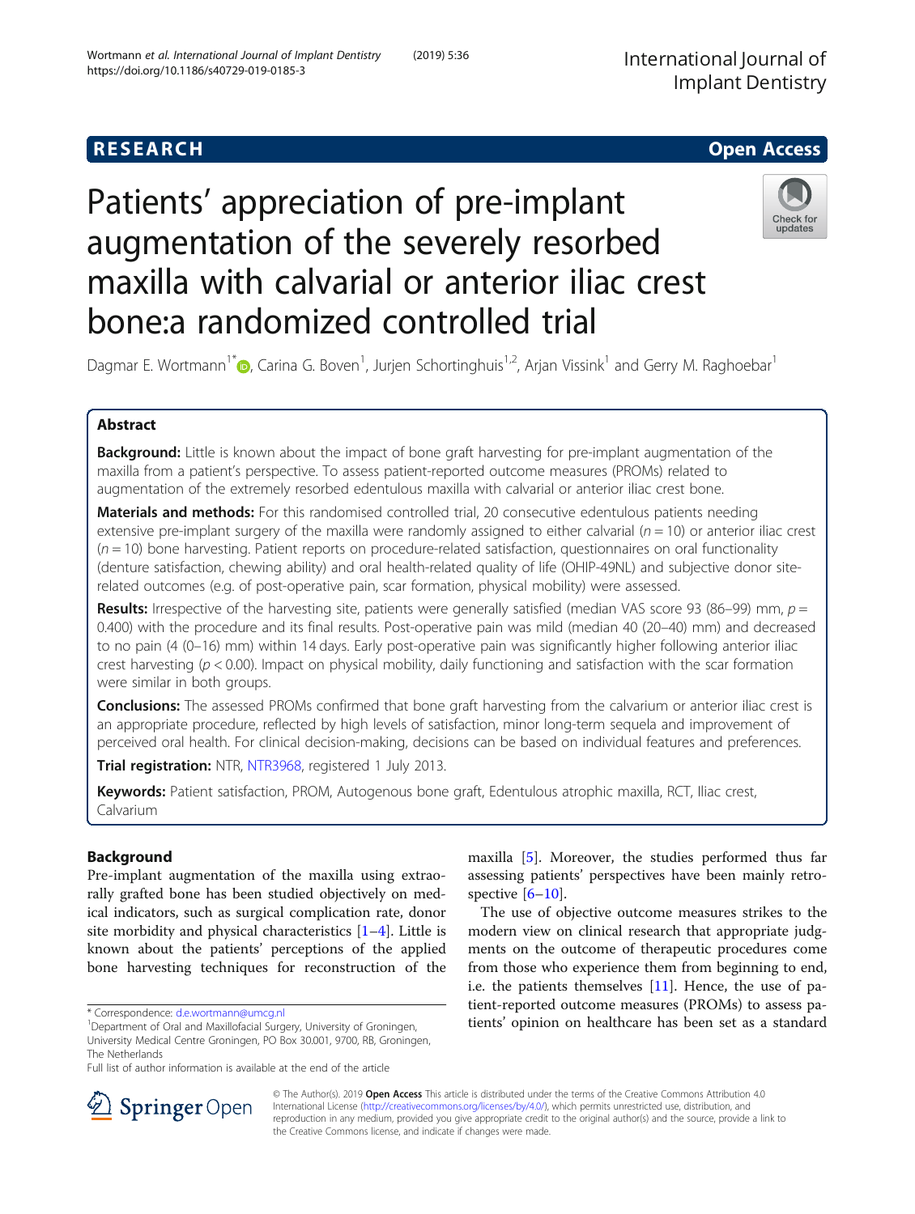**RESEARCH** **Open Access**

# Patients' appreciation of pre-implant augmentation of the severely resorbed maxilla with calvarial or anterior iliac crest bone:a randomized controlled trial

Dagmar E. Wortmann[1*], Carina G. Boven[1], Jurjen Schortinghuis[1,2], Arjan Vissink[1] and Gerry M. Raghoebar[1]

## Abstract

**Background:** Little is known about the impact of bone graft harvesting for pre-implant augmentation of the maxilla from a patient's perspective. To assess patient-reported outcome measures (PROMs) related to augmentation of the extremely resorbed edentulous maxilla with calvarial or anterior iliac crest bone.

**Materials and methods:** For this randomised controlled trial, 20 consecutive edentulous patients needing extensive pre-implant surgery of the maxilla were randomly assigned to either calvarial ($n = 10$) or anterior iliac crest ($n = 10$) bone harvesting. Patient reports on procedure-related satisfaction, questionnaires on oral functionality (denture satisfaction, chewing ability) and oral health-related quality of life (OHIP-49NL) and subjective donor site-related outcomes (e.g. of post-operative pain, scar formation, physical mobility) were assessed.

**Results:** Irrespective of the harvesting site, patients were generally satisfied (median VAS score 93 (86–99) mm, $p = 0.400$) with the procedure and its final results. Post-operative pain was mild (median 40 (20–40) mm) and decreased to no pain (4 (0–16) mm) within 14 days. Early post-operative pain was significantly higher following anterior iliac crest harvesting ($p < 0.00$). Impact on physical mobility, daily functioning and satisfaction with the scar formation were similar in both groups.

**Conclusions:** The assessed PROMs confirmed that bone graft harvesting from the calvarium or anterior iliac crest is an appropriate procedure, reflected by high levels of satisfaction, minor long-term sequela and improvement of perceived oral health. For clinical decision-making, decisions can be based on individual features and preferences.

**Trial registration:** NTR, NTR3968, registered 1 July 2013.

**Keywords:** Patient satisfaction, PROM, Autogenous bone graft, Edentulous atrophic maxilla, RCT, Iliac crest, Calvarium

## Background

Pre-implant augmentation of the maxilla using extraorally grafted bone has been studied objectively on medical indicators, such as surgical complication rate, donor site morbidity and physical characteristics [1–4]. Little is known about the patients' perceptions of the applied bone harvesting techniques for reconstruction of the maxilla [5]. Moreover, the studies performed thus far assessing patients' perspectives have been mainly retrospective [6–10].

The use of objective outcome measures strikes to the modern view on clinical research that appropriate judgments on the outcome of therapeutic procedures come from those who experience them from beginning to end, i.e. the patients themselves [11]. Hence, the use of patient-reported outcome measures (PROMs) to assess patients' opinion on healthcare has been set as a standard

\* Correspondence: d.e.wortmann@umcg.nl
[1]Department of Oral and Maxillofacial Surgery, University of Groningen, University Medical Centre Groningen, PO Box 30.001, 9700, RB, Groningen, The Netherlands
Full list of author information is available at the end of the article

© The Author(s). 2019 **Open Access** This article is distributed under the terms of the Creative Commons Attribution 4.0 International License (http://creativecommons.org/licenses/by/4.0/), which permits unrestricted use, distribution, and reproduction in any medium, provided you give appropriate credit to the original author(s) and the source, provide a link to the Creative Commons license, and indicate if changes were made.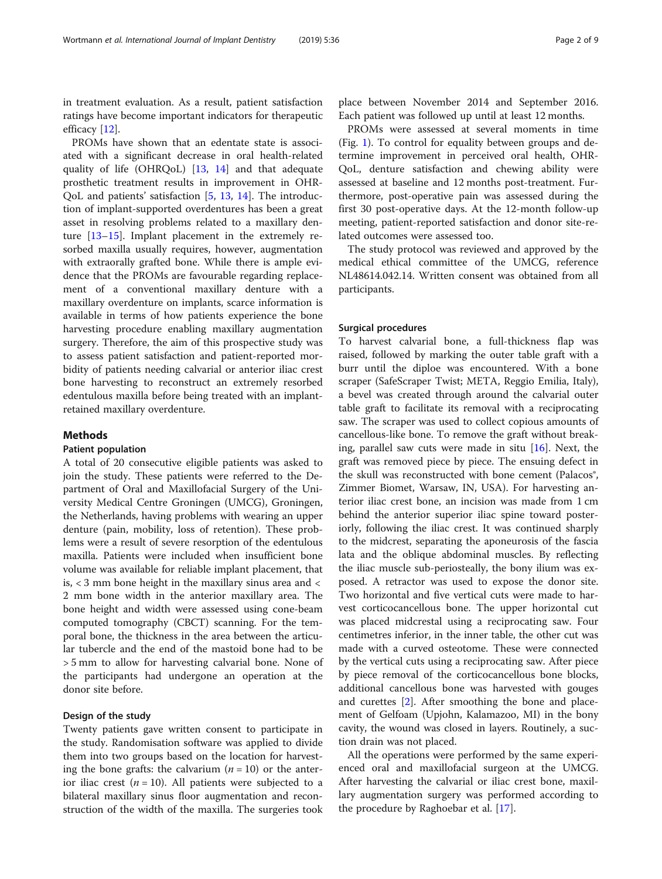in treatment evaluation. As a result, patient satisfaction ratings have become important indicators for therapeutic efficacy [12].

PROMs have shown that an edentate state is associated with a significant decrease in oral health-related quality of life (OHRQoL) [13, 14] and that adequate prosthetic treatment results in improvement in OHRQoL and patients' satisfaction [5, 13, 14]. The introduction of implant-supported overdentures has been a great asset in resolving problems related to a maxillary denture [13–15]. Implant placement in the extremely resorbed maxilla usually requires, however, augmentation with extraorally grafted bone. While there is ample evidence that the PROMs are favourable regarding replacement of a conventional maxillary denture with a maxillary overdenture on implants, scarce information is available in terms of how patients experience the bone harvesting procedure enabling maxillary augmentation surgery. Therefore, the aim of this prospective study was to assess patient satisfaction and patient-reported morbidity of patients needing calvarial or anterior iliac crest bone harvesting to reconstruct an extremely resorbed edentulous maxilla before being treated with an implant-retained maxillary overdenture.

## Methods

### Patient population

A total of 20 consecutive eligible patients was asked to join the study. These patients were referred to the Department of Oral and Maxillofacial Surgery of the University Medical Centre Groningen (UMCG), Groningen, the Netherlands, having problems with wearing an upper denture (pain, mobility, loss of retention). These problems were a result of severe resorption of the edentulous maxilla. Patients were included when insufficient bone volume was available for reliable implant placement, that is, < 3 mm bone height in the maxillary sinus area and < 2 mm bone width in the anterior maxillary area. The bone height and width were assessed using cone-beam computed tomography (CBCT) scanning. For the temporal bone, the thickness in the area between the articular tubercle and the end of the mastoid bone had to be > 5 mm to allow for harvesting calvarial bone. None of the participants had undergone an operation at the donor site before.

### Design of the study

Twenty patients gave written consent to participate in the study. Randomisation software was applied to divide them into two groups based on the location for harvesting the bone grafts: the calvarium ($n = 10$) or the anterior iliac crest ($n = 10$). All patients were subjected to a bilateral maxillary sinus floor augmentation and reconstruction of the width of the maxilla. The surgeries took place between November 2014 and September 2016. Each patient was followed up until at least 12 months.

PROMs were assessed at several moments in time (Fig. 1). To control for equality between groups and determine improvement in perceived oral health, OHRQoL, denture satisfaction and chewing ability were assessed at baseline and 12 months post-treatment. Furthermore, post-operative pain was assessed during the first 30 post-operative days. At the 12-month follow-up meeting, patient-reported satisfaction and donor site-related outcomes were assessed too.

The study protocol was reviewed and approved by the medical ethical committee of the UMCG, reference NL48614.042.14. Written consent was obtained from all participants.

### Surgical procedures

To harvest calvarial bone, a full-thickness flap was raised, followed by marking the outer table graft with a burr until the diploe was encountered. With a bone scraper (SafeScraper Twist; META, Reggio Emilia, Italy), a bevel was created through around the calvarial outer table graft to facilitate its removal with a reciprocating saw. The scraper was used to collect copious amounts of cancellous-like bone. To remove the graft without breaking, parallel saw cuts were made in situ [16]. Next, the graft was removed piece by piece. The ensuing defect in the skull was reconstructed with bone cement (Palacos®, Zimmer Biomet, Warsaw, IN, USA). For harvesting anterior iliac crest bone, an incision was made from 1 cm behind the anterior superior iliac spine toward posteriorly, following the iliac crest. It was continued sharply to the midcrest, separating the aponeurosis of the fascia lata and the oblique abdominal muscles. By reflecting the iliac muscle sub-periosteally, the bony ilium was exposed. A retractor was used to expose the donor site. Two horizontal and five vertical cuts were made to harvest corticocancellous bone. The upper horizontal cut was placed midcrestal using a reciprocating saw. Four centimetres inferior, in the inner table, the other cut was made with a curved osteotome. These were connected by the vertical cuts using a reciprocating saw. After piece by piece removal of the corticocancellous bone blocks, additional cancellous bone was harvested with gouges and curettes [2]. After smoothing the bone and placement of Gelfoam (Upjohn, Kalamazoo, MI) in the bony cavity, the wound was closed in layers. Routinely, a suction drain was not placed.

All the operations were performed by the same experienced oral and maxillofacial surgeon at the UMCG. After harvesting the calvarial or iliac crest bone, maxillary augmentation surgery was performed according to the procedure by Raghoebar et al. [17].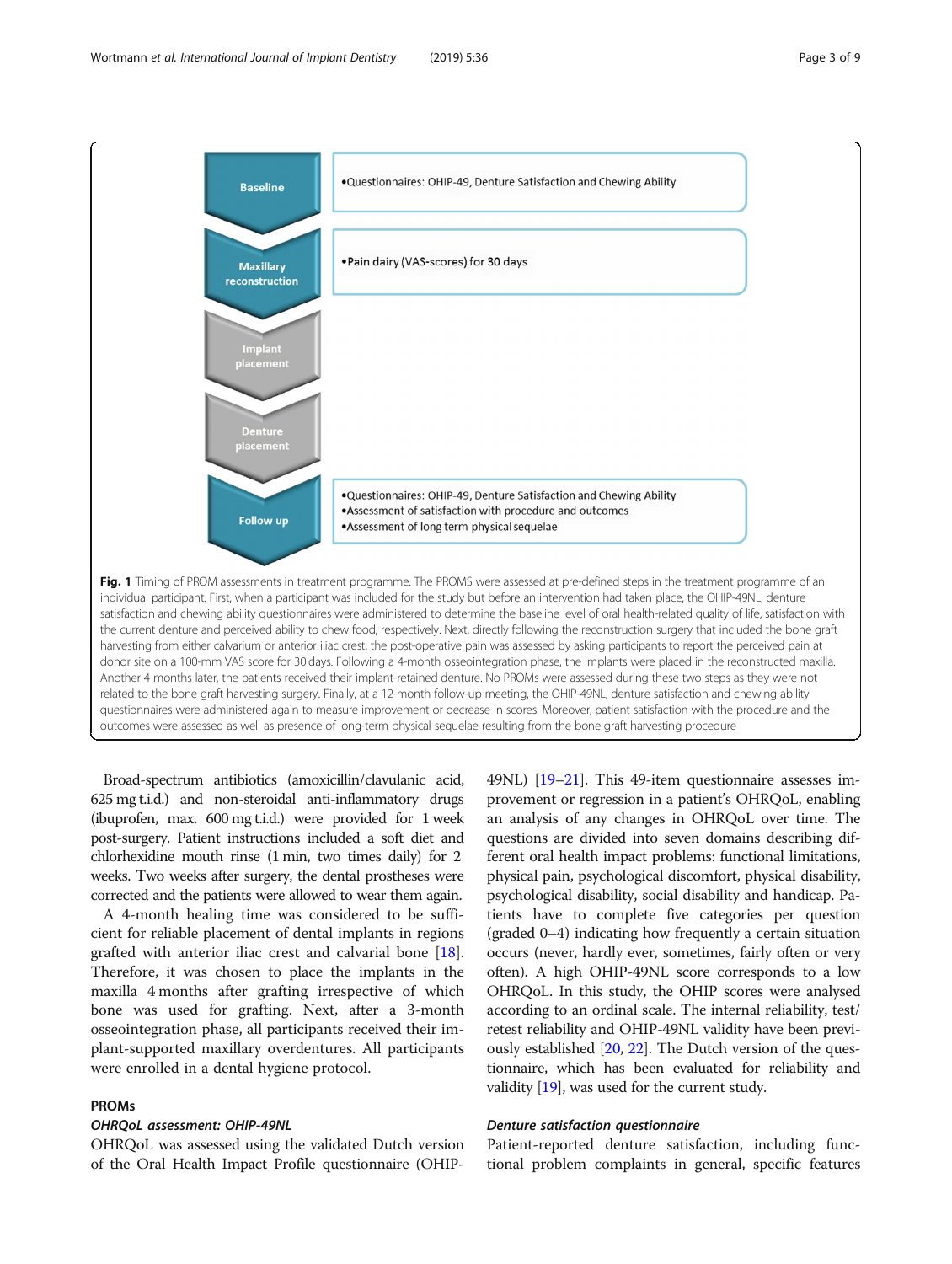Baseline
- Questionnaires: OHIP-49, Denture Satisfaction and Chewing Ability

Maxillary reconstruction
- Pain dairy (VAS-scores) for 30 days

Implant placement

Denture placement

Follow up
- Questionnaires: OHIP-49, Denture Satisfaction and Chewing Ability
- Assessment of satisfaction with procedure and outcomes
- Assessment of long term physical sequelae

**Fig. 1** Timing of PROM assessments in treatment programme. The PROMS were assessed at pre-defined steps in the treatment programme of an individual participant. First, when a participant was included for the study but before an intervention had taken place, the OHIP-49NL, denture satisfaction and chewing ability questionnaires were administered to determine the baseline level of oral health-related quality of life, satisfaction with the current denture and perceived ability to chew food, respectively. Next, directly following the reconstruction surgery that included the bone graft harvesting from either calvarium or anterior iliac crest, the post-operative pain was assessed by asking participants to report the perceived pain at donor site on a 100-mm VAS score for 30 days. Following a 4-month osseointegration phase, the implants were placed in the reconstructed maxilla. Another 4 months later, the patients received their implant-retained denture. No PROMs were assessed during these two steps as they were not related to the bone graft harvesting surgery. Finally, at a 12-month follow-up meeting, the OHIP-49NL, denture satisfaction and chewing ability questionnaires were administered again to measure improvement or decrease in scores. Moreover, patient satisfaction with the procedure and the outcomes were assessed as well as presence of long-term physical sequelae resulting from the bone graft harvesting procedure

Broad-spectrum antibiotics (amoxicillin/clavulanic acid, 625 mg t.i.d.) and non-steroidal anti-inflammatory drugs (ibuprofen, max. 600 mg t.i.d.) were provided for 1 week post-surgery. Patient instructions included a soft diet and chlorhexidine mouth rinse (1 min, two times daily) for 2 weeks. Two weeks after surgery, the dental prostheses were corrected and the patients were allowed to wear them again.

A 4-month healing time was considered to be sufficient for reliable placement of dental implants in regions grafted with anterior iliac crest and calvarial bone [18]. Therefore, it was chosen to place the implants in the maxilla 4 months after grafting irrespective of which bone was used for grafting. Next, after a 3-month osseointegration phase, all participants received their implant-supported maxillary overdentures. All participants were enrolled in a dental hygiene protocol.

## PROMs

### *OHRQoL assessment: OHIP-49NL*

OHRQoL was assessed using the validated Dutch version of the Oral Health Impact Profile questionnaire (OHIP-49NL) [19–21]. This 49-item questionnaire assesses improvement or regression in a patient's OHRQoL, enabling an analysis of any changes in OHRQoL over time. The questions are divided into seven domains describing different oral health impact problems: functional limitations, physical pain, psychological discomfort, physical disability, psychological disability, social disability and handicap. Patients have to complete five categories per question (graded 0–4) indicating how frequently a certain situation occurs (never, hardly ever, sometimes, fairly often or very often). A high OHIP-49NL score corresponds to a low OHRQoL. In this study, the OHIP scores were analysed according to an ordinal scale. The internal reliability, test/retest reliability and OHIP-49NL validity have been previously established [20, 22]. The Dutch version of the questionnaire, which has been evaluated for reliability and validity [19], was used for the current study.

### *Denture satisfaction questionnaire*

Patient-reported denture satisfaction, including functional problem complaints in general, specific features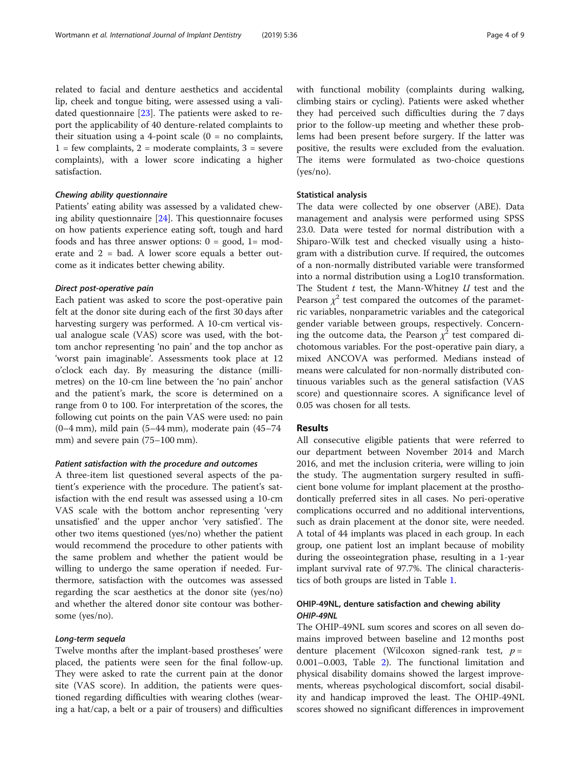related to facial and denture aesthetics and accidental lip, cheek and tongue biting, were assessed using a validated questionnaire [23]. The patients were asked to report the applicability of 40 denture-related complaints to their situation using a 4-point scale (0 = no complaints, 1 = few complaints, 2 = moderate complaints, 3 = severe complaints), with a lower score indicating a higher satisfaction.

#### *Chewing ability questionnaire*

Patients' eating ability was assessed by a validated chewing ability questionnaire [24]. This questionnaire focuses on how patients experience eating soft, tough and hard foods and has three answer options: 0 = good, 1= moderate and 2 = bad. A lower score equals a better outcome as it indicates better chewing ability.

#### *Direct post-operative pain*

Each patient was asked to score the post-operative pain felt at the donor site during each of the first 30 days after harvesting surgery was performed. A 10-cm vertical visual analogue scale (VAS) score was used, with the bottom anchor representing 'no pain' and the top anchor as 'worst pain imaginable'. Assessments took place at 12 o'clock each day. By measuring the distance (millimetres) on the 10-cm line between the 'no pain' anchor and the patient's mark, the score is determined on a range from 0 to 100. For interpretation of the scores, the following cut points on the pain VAS were used: no pain (0–4 mm), mild pain (5–44 mm), moderate pain (45–74 mm) and severe pain (75–100 mm).

#### *Patient satisfaction with the procedure and outcomes*

A three-item list questioned several aspects of the patient's experience with the procedure. The patient's satisfaction with the end result was assessed using a 10-cm VAS scale with the bottom anchor representing 'very unsatisfied' and the upper anchor 'very satisfied'. The other two items questioned (yes/no) whether the patient would recommend the procedure to other patients with the same problem and whether the patient would be willing to undergo the same operation if needed. Furthermore, satisfaction with the outcomes was assessed regarding the scar aesthetics at the donor site (yes/no) and whether the altered donor site contour was bothersome (yes/no).

#### *Long-term sequela*

Twelve months after the implant-based prostheses' were placed, the patients were seen for the final follow-up. They were asked to rate the current pain at the donor site (VAS score). In addition, the patients were questioned regarding difficulties with wearing clothes (wearing a hat/cap, a belt or a pair of trousers) and difficulties with functional mobility (complaints during walking, climbing stairs or cycling). Patients were asked whether they had perceived such difficulties during the 7 days prior to the follow-up meeting and whether these problems had been present before surgery. If the latter was positive, the results were excluded from the evaluation. The items were formulated as two-choice questions (yes/no).

### Statistical analysis

The data were collected by one observer (ABE). Data management and analysis were performed using SPSS 23.0. Data were tested for normal distribution with a Shiparo-Wilk test and checked visually using a histogram with a distribution curve. If required, the outcomes of a non-normally distributed variable were transformed into a normal distribution using a Log10 transformation. The Student $t$ test, the Mann-Whitney $U$ test and the Pearson $\chi^2$ test compared the outcomes of the parametric variables, nonparametric variables and the categorical gender variable between groups, respectively. Concerning the outcome data, the Pearson $\chi^2$ test compared dichotomous variables. For the post-operative pain diary, a mixed ANCOVA was performed. Medians instead of means were calculated for non-normally distributed continuous variables such as the general satisfaction (VAS score) and questionnaire scores. A significance level of 0.05 was chosen for all tests.

## Results

All consecutive eligible patients that were referred to our department between November 2014 and March 2016, and met the inclusion criteria, were willing to join the study. The augmentation surgery resulted in sufficient bone volume for implant placement at the prosthodontically preferred sites in all cases. No peri-operative complications occurred and no additional interventions, such as drain placement at the donor site, were needed. A total of 44 implants was placed in each group. In each group, one patient lost an implant because of mobility during the osseointegration phase, resulting in a 1-year implant survival rate of 97.7%. The clinical characteristics of both groups are listed in Table 1.

### OHIP-49NL, denture satisfaction and chewing ability

#### *OHIP-49NL*

The OHIP-49NL sum scores and scores on all seven domains improved between baseline and 12 months post denture placement (Wilcoxon signed-rank test, $p$ = 0.001–0.003, Table 2). The functional limitation and physical disability domains showed the largest improvements, whereas psychological discomfort, social disability and handicap improved the least. The OHIP-49NL scores showed no significant differences in improvement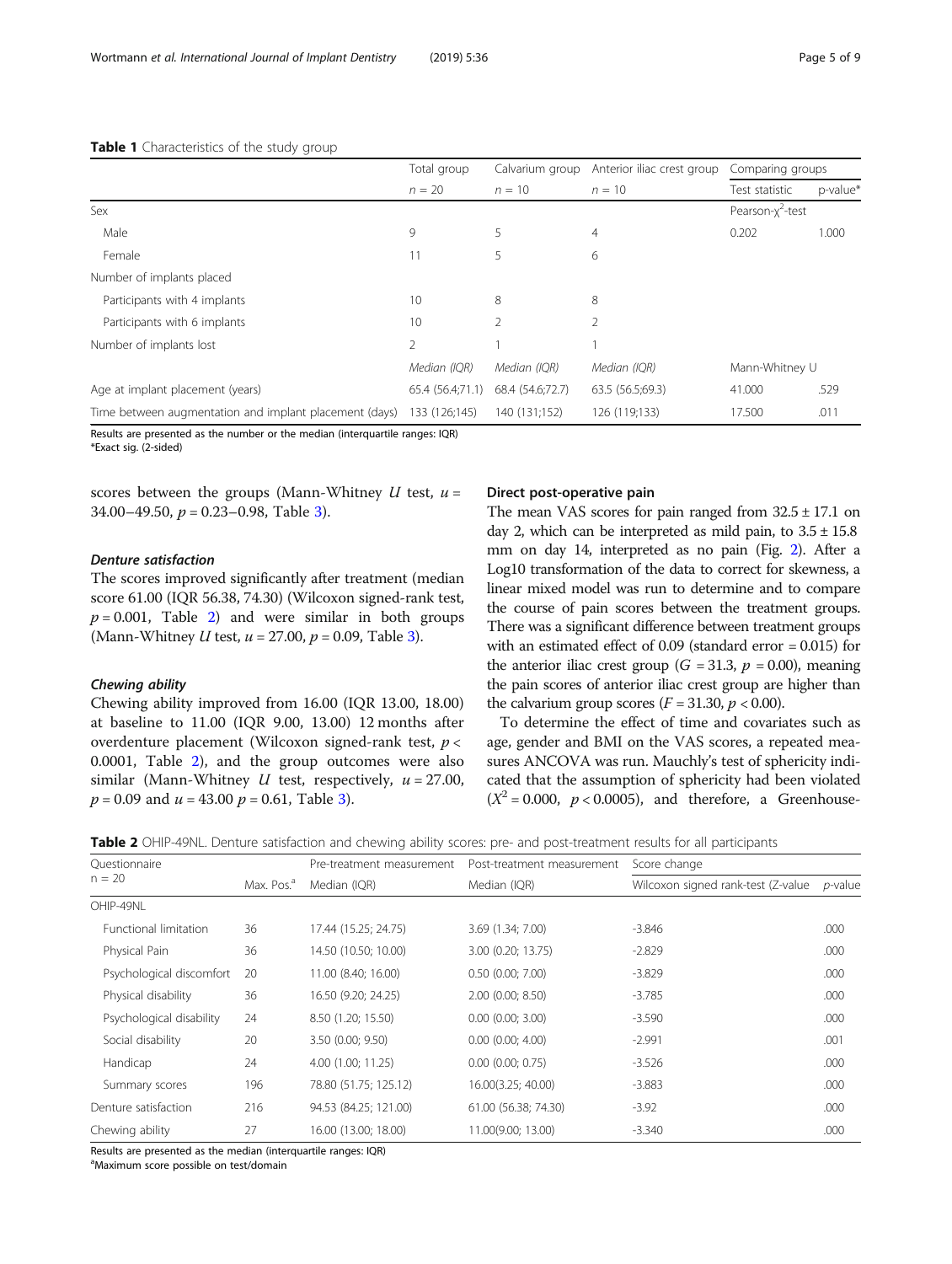**Table 1** Characteristics of the study group

| | Total group | Calvarium group | Anterior iliac crest group | Comparing groups | |
|---|---|---|---|---|---|
| | $n = 20$ | $n = 10$ | $n = 10$ | Test statistic | p-value* |
| Sex | | | | Pearson-$\chi^2$-test | |
| Male | 9 | 5 | 4 | 0.202 | 1.000 |
| Female | 11 | 5 | 6 | | |
| Number of implants placed | | | | | |
| Participants with 4 implants | 10 | 8 | 8 | | |
| Participants with 6 implants | 10 | 2 | 2 | | |
| Number of implants lost | 2 | 1 | 1 | | |
| | *Median (IQR)* | *Median (IQR)* | *Median (IQR)* | Mann-Whitney U | |
| Age at implant placement (years) | 65.4 (56.4;71.1) | 68.4 (54.6;72.7) | 63.5 (56.5;69.3) | 41.000 | .529 |
| Time between augmentation and implant placement (days) | 133 (126;145) | 140 (131;152) | 126 (119;133) | 17.500 | .011 |

Results are presented as the number or the median (interquartile ranges: IQR)
*Exact sig. (2-sided)

scores between the groups (Mann-Whitney *U* test, $u$ = 34.00–49.50, $p$ = 0.23–0.98, Table 3).

#### Denture satisfaction

The scores improved significantly after treatment (median score 61.00 (IQR 56.38, 74.30) (Wilcoxon signed-rank test, $p = 0.001$, Table 2) and were similar in both groups (Mann-Whitney *U* test, $u = 27.00$, $p = 0.09$, Table 3).

#### Chewing ability

Chewing ability improved from 16.00 (IQR 13.00, 18.00) at baseline to 11.00 (IQR 9.00, 13.00) 12 months after overdenture placement (Wilcoxon signed-rank test, $p < 0.0001$, Table 2), and the group outcomes were also similar (Mann-Whitney *U* test, respectively, $u = 27.00$, $p = 0.09$ and $u = 43.00$ $p = 0.61$, Table 3).

### Direct post-operative pain

The mean VAS scores for pain ranged from $32.5 \pm 17.1$ on day 2, which can be interpreted as mild pain, to $3.5 \pm 15.8$ mm on day 14, interpreted as no pain (Fig. 2). After a Log10 transformation of the data to correct for skewness, a linear mixed model was run to determine and to compare the course of pain scores between the treatment groups. There was a significant difference between treatment groups with an estimated effect of 0.09 (standard error = 0.015) for the anterior iliac crest group ($G = 31.3$, $p = 0.00$), meaning the pain scores of anterior iliac crest group are higher than the calvarium group scores ($F = 31.30$, $p < 0.00$).

To determine the effect of time and covariates such as age, gender and BMI on the VAS scores, a repeated measures ANCOVA was run. Mauchly's test of sphericity indicated that the assumption of sphericity had been violated ($X^2 = 0.000$, $p < 0.0005$), and therefore, a Greenhouse-

**Table 2** OHIP-49NL. Denture satisfaction and chewing ability scores: pre- and post-treatment results for all participants

| Questionnaire $n = 20$ | Max. Pos.[a] | Pre-treatment measurement Median (IQR) | Post-treatment measurement Median (IQR) | Score change Wilcoxon signed rank-test (Z-value | *p*-value |
|---|---|---|---|---|---|
| OHIP-49NL | | | | | |
| Functional limitation | 36 | 17.44 (15.25; 24.75) | 3.69 (1.34; 7.00) | -3.846 | .000 |
| Physical Pain | 36 | 14.50 (10.50; 10.00) | 3.00 (0.20; 13.75) | -2.829 | .000 |
| Psychological discomfort | 20 | 11.00 (8.40; 16.00) | 0.50 (0.00; 7.00) | -3.829 | .000 |
| Physical disability | 36 | 16.50 (9.20; 24.25) | 2.00 (0.00; 8.50) | -3.785 | .000 |
| Psychological disability | 24 | 8.50 (1.20; 15.50) | 0.00 (0.00; 3.00) | -3.590 | .000 |
| Social disability | 20 | 3.50 (0.00; 9.50) | 0.00 (0.00; 4.00) | -2.991 | .001 |
| Handicap | 24 | 4.00 (1.00; 11.25) | 0.00 (0.00; 0.75) | -3.526 | .000 |
| Summary scores | 196 | 78.80 (51.75; 125.12) | 16.00(3.25; 40.00) | -3.883 | .000 |
| Denture satisfaction | 216 | 94.53 (84.25; 121.00) | 61.00 (56.38; 74.30) | -3.92 | .000 |
| Chewing ability | 27 | 16.00 (13.00; 18.00) | 11.00(9.00; 13.00) | -3.340 | .000 |

Results are presented as the median (interquartile ranges: IQR)
[a]Maximum score possible on test/domain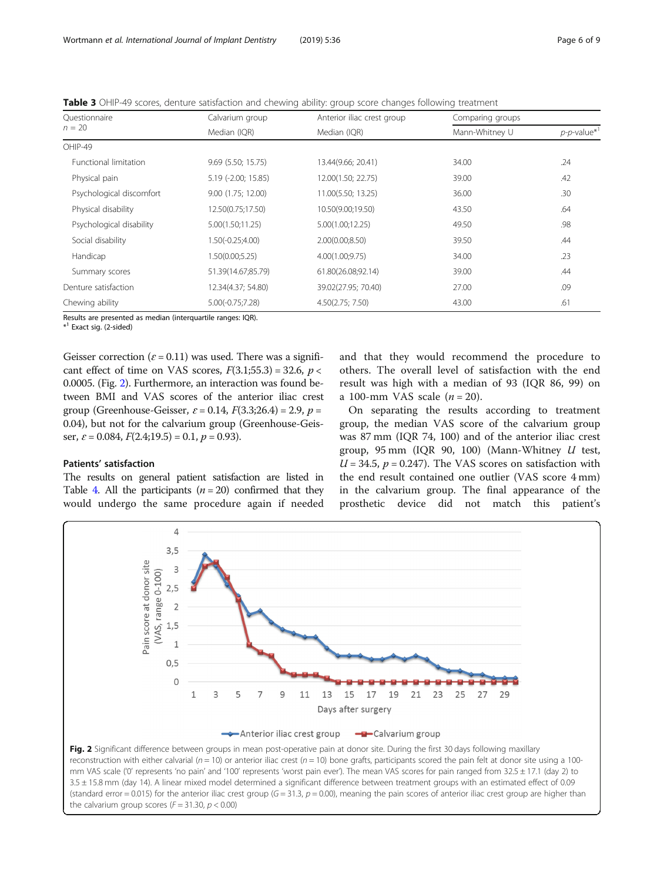**Table 3** OHIP-49 scores, denture satisfaction and chewing ability: group score changes following treatment

| Questionnaire $n = 20$ | Calvarium group Median (IQR) | Anterior iliac crest group Median (IQR) | Comparing groups Mann-Whitney U | *p*-*p*-value*[1] |
|---|---|---|---|---|
| OHIP-49 | | | | |
| Functional limitation | 9.69 (5.50; 15.75) | 13.44(9.66; 20.41) | 34.00 | .24 |
| Physical pain | 5.19 (-2.00; 15.85) | 12.00(1.50; 22.75) | 39.00 | .42 |
| Psychological discomfort | 9.00 (1.75; 12.00) | 11.00(5.50; 13.25) | 36.00 | .30 |
| Physical disability | 12.50(0.75;17.50) | 10.50(9.00;19.50) | 43.50 | .64 |
| Psychological disability | 5.00(1.50;11.25) | 5.00(1.00;12.25) | 49.50 | .98 |
| Social disability | 1.50(-0.25;4.00) | 2.00(0.00;8.50) | 39.50 | .44 |
| Handicap | 1.50(0.00;5.25) | 4.00(1.00;9.75) | 34.00 | .23 |
| Summary scores | 51.39(14.67;85.79) | 61.80(26.08;92.14) | 39.00 | .44 |
| Denture satisfaction | 12.34(4.37; 54.80) | 39.02(27.95; 70.40) | 27.00 | .09 |
| Chewing ability | 5.00(-0.75;7.28) | 4.50(2.75; 7.50) | 43.00 | .61 |

Results are presented as median (interquartile ranges: IQR).
*[1] Exact sig. (2-sided)

Geisser correction ($\varepsilon = 0.11$) was used. There was a significant effect of time on VAS scores, $F(3.1;55.3) = 32.6$, $p < 0.0005$. (Fig. 2). Furthermore, an interaction was found between BMI and VAS scores of the anterior iliac crest group (Greenhouse-Geisser, $\varepsilon = 0.14$, $F(3.3;26.4) = 2.9$, $p = 0.04$), but not for the calvarium group (Greenhouse-Geisser, $\varepsilon = 0.084$, $F(2.4;19.5) = 0.1$, $p = 0.93$).

### Patients' satisfaction

The results on general patient satisfaction are listed in Table 4. All the participants ($n = 20$) confirmed that they would undergo the same procedure again if needed and that they would recommend the procedure to others. The overall level of satisfaction with the end result was high with a median of 93 (IQR 86, 99) on a 100-mm VAS scale ($n = 20$).

On separating the results according to treatment group, the median VAS score of the calvarium group was 87 mm (IQR 74, 100) and of the anterior iliac crest group, 95 mm (IQR 90, 100) (Mann-Whitney *U* test, $U = 34.5$, $p = 0.247$). The VAS scores on satisfaction with the end result contained one outlier (VAS score 4 mm) in the calvarium group. The final appearance of the prosthetic device did not match this patient's

**Fig. 2** Significant difference between groups in mean post-operative pain at donor site. During the first 30 days following maxillary reconstruction with either calvarial ($n = 10$) or anterior iliac crest ($n = 10$) bone grafts, participants scored the pain felt at donor site using a 100-mm VAS scale ('0' represents 'no pain' and '100' represents 'worst pain ever'). The mean VAS scores for pain ranged from 32.5 ± 17.1 (day 2) to 3.5 ± 15.8 mm (day 14). A linear mixed model determined a significant difference between treatment groups with an estimated effect of 0.09 (standard error = 0.015) for the anterior iliac crest group ($G = 31.3$, $p = 0.00$), meaning the pain scores of anterior iliac crest group are higher than the calvarium group scores ($F = 31.30$, $p < 0.00$)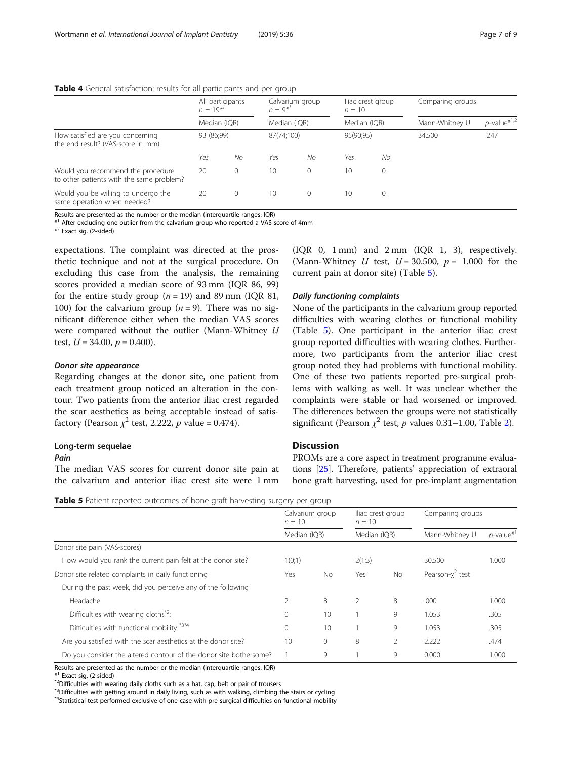**Table 4** General satisfaction: results for all participants and per group

| | All participants $n = 19$*[1] | | Calvarium group $n = 9$*[1] | | Iliac crest group $n = 10$ | | Comparing groups | |
|---|---|---|---|---|---|---|---|---|
| | Median (IQR) | | Median (IQR) | | Median (IQR) | | Mann-Whitney U | *p*-value*[1,2] |
| How satisfied are you concerning the end result? (VAS-score in mm) | 93 (86;99) | | 87(74;100) | | 95(90;95) | | 34.500 | .247 |
| | *Yes* | *No* | *Yes* | *No* | *Yes* | *No* | | |
| Would you recommend the procedure to other patients with the same problem? | 20 | 0 | 10 | 0 | 10 | 0 | | |
| Would you be willing to undergo the same operation when needed? | 20 | 0 | 10 | 0 | 10 | 0 | | |

Results are presented as the number or the median (interquartile ranges: IQR)
*[1] After excluding one outlier from the calvarium group who reported a VAS-score of 4mm
*[2] Exact sig. (2-sided)

expectations. The complaint was directed at the prosthetic technique and not at the surgical procedure. On excluding this case from the analysis, the remaining scores provided a median score of 93 mm (IQR 86, 99) for the entire study group ($n = 19$) and 89 mm (IQR 81, 100) for the calvarium group ($n = 9$). There was no significant difference either when the median VAS scores were compared without the outlier (Mann-Whitney $U$ test, $U = 34.00$, $p = 0.400$).

#### *Donor site appearance*

Regarding changes at the donor site, one patient from each treatment group noticed an alteration in the contour. Two patients from the anterior iliac crest regarded the scar aesthetics as being acceptable instead of satisfactory (Pearson $\chi^2$ test, 2.222, $p$ value = 0.474).

### Long-term sequelae

#### *Pain*

The median VAS scores for current donor site pain at the calvarium and anterior iliac crest site were 1 mm (IQR 0, 1 mm) and 2 mm (IQR 1, 3), respectively. (Mann-Whitney $U$ test, $U = 30.500$, $p = 1.000$ for the current pain at donor site) (Table 5).

#### *Daily functioning complaints*

None of the participants in the calvarium group reported difficulties with wearing clothes or functional mobility (Table 5). One participant in the anterior iliac crest group reported difficulties with wearing clothes. Furthermore, two participants from the anterior iliac crest group noted they had problems with functional mobility. One of these two patients reported pre-surgical problems with walking as well. It was unclear whether the complaints were stable or had worsened or improved. The differences between the groups were not statistically significant (Pearson $\chi^2$ test, $p$ values 0.31–1.00, Table 2).

## Discussion

PROMs are a core aspect in treatment programme evaluations [25]. Therefore, patients' appreciation of extraoral bone graft harvesting, used for pre-implant augmentation

**Table 5** Patient reported outcomes of bone graft harvesting surgery per group

| | Calvarium group $n = 10$ | | Iliac crest group $n = 10$ | | Comparing groups | |
|---|---|---|---|---|---|---|
| | Median (IQR) | | Median (IQR) | | Mann-Whitney U | *p*-value*[1] |
| Donor site pain (VAS-scores) | | | | | | |
| How would you rank the current pain felt at the donor site? | 1(0;1) | | 2(1;3) | | 30.500 | 1.000 |
| Donor site related complaints in daily functioning | Yes | No | Yes | No | Pearson-$\chi^2$ test | |
| During the past week, did you perceive any of the following | | | | | | |
| Headache | 2 | 8 | 2 | 8 | .000 | 1.000 |
| Difficulties with wearing cloths*[2]: | 0 | 10 | 1 | 9 | 1.053 | .305 |
| Difficulties with functional mobility *[3]*[4] | 0 | 10 | 1 | 9 | 1.053 | .305 |
| Are you satisfied with the scar aesthetics at the donor site? | 10 | 0 | 8 | 2 | 2.222 | .474 |
| Do you consider the altered contour of the donor site bothersome? | 1 | 9 | 1 | 9 | 0.000 | 1.000 |

Results are presented as the number or the median (interquartile ranges: IQR)
*[1] Exact sig. (2-sided)
*[2]Difficulties with wearing daily cloths such as a hat, cap, belt or pair of trousers
*[3]Difficulties with getting around in daily living, such as with walking, climbing the stairs or cycling
*[4]Statistical test performed exclusive of one case with pre-surgical difficulties on functional mobility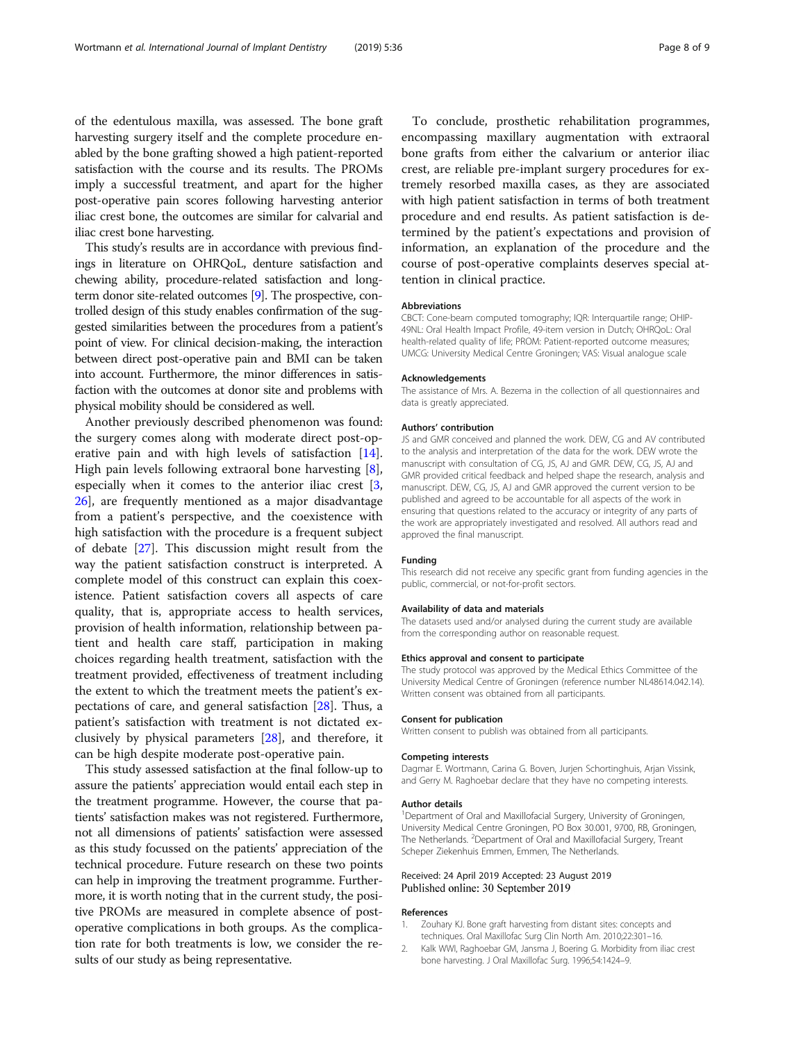of the edentulous maxilla, was assessed. The bone graft harvesting surgery itself and the complete procedure enabled by the bone grafting showed a high patient-reported satisfaction with the course and its results. The PROMs imply a successful treatment, and apart for the higher post-operative pain scores following harvesting anterior iliac crest bone, the outcomes are similar for calvarial and iliac crest bone harvesting.

This study's results are in accordance with previous findings in literature on OHRQoL, denture satisfaction and chewing ability, procedure-related satisfaction and long-term donor site-related outcomes [9]. The prospective, controlled design of this study enables confirmation of the suggested similarities between the procedures from a patient's point of view. For clinical decision-making, the interaction between direct post-operative pain and BMI can be taken into account. Furthermore, the minor differences in satisfaction with the outcomes at donor site and problems with physical mobility should be considered as well.

Another previously described phenomenon was found: the surgery comes along with moderate direct post-operative pain and with high levels of satisfaction [14]. High pain levels following extraoral bone harvesting [8], especially when it comes to the anterior iliac crest [3, 26], are frequently mentioned as a major disadvantage from a patient's perspective, and the coexistence with high satisfaction with the procedure is a frequent subject of debate [27]. This discussion might result from the way the patient satisfaction construct is interpreted. A complete model of this construct can explain this coexistence. Patient satisfaction covers all aspects of care quality, that is, appropriate access to health services, provision of health information, relationship between patient and health care staff, participation in making choices regarding health treatment, satisfaction with the treatment provided, effectiveness of treatment including the extent to which the treatment meets the patient's expectations of care, and general satisfaction [28]. Thus, a patient's satisfaction with treatment is not dictated exclusively by physical parameters [28], and therefore, it can be high despite moderate post-operative pain.

This study assessed satisfaction at the final follow-up to assure the patients' appreciation would entail each step in the treatment programme. However, the course that patients' satisfaction makes was not registered. Furthermore, not all dimensions of patients' satisfaction were assessed as this study focussed on the patients' appreciation of the technical procedure. Future research on these two points can help in improving the treatment programme. Furthermore, it is worth noting that in the current study, the positive PROMs are measured in complete absence of post-operative complications in both groups. As the complication rate for both treatments is low, we consider the results of our study as being representative.

To conclude, prosthetic rehabilitation programmes, encompassing maxillary augmentation with extraoral bone grafts from either the calvarium or anterior iliac crest, are reliable pre-implant surgery procedures for extremely resorbed maxilla cases, as they are associated with high patient satisfaction in terms of both treatment procedure and end results. As patient satisfaction is determined by the patient's expectations and provision of information, an explanation of the procedure and the course of post-operative complaints deserves special attention in clinical practice.

#### Abbreviations

CBCT: Cone-beam computed tomography; IQR: Interquartile range; OHIP-49NL: Oral Health Impact Profile, 49-item version in Dutch; OHRQoL: Oral health-related quality of life; PROM: Patient-reported outcome measures; UMCG: University Medical Centre Groningen; VAS: Visual analogue scale

#### Acknowledgements

The assistance of Mrs. A. Bezema in the collection of all questionnaires and data is greatly appreciated.

#### Authors' contribution

JS and GMR conceived and planned the work. DEW, CG and AV contributed to the analysis and interpretation of the data for the work. DEW wrote the manuscript with consultation of CG, JS, AJ and GMR. DEW, CG, JS, AJ and GMR provided critical feedback and helped shape the research, analysis and manuscript. DEW, CG, JS, AJ and GMR approved the current version to be published and agreed to be accountable for all aspects of the work in ensuring that questions related to the accuracy or integrity of any parts of the work are appropriately investigated and resolved. All authors read and approved the final manuscript.

#### Funding

This research did not receive any specific grant from funding agencies in the public, commercial, or not-for-profit sectors.

#### Availability of data and materials

The datasets used and/or analysed during the current study are available from the corresponding author on reasonable request.

#### Ethics approval and consent to participate

The study protocol was approved by the Medical Ethics Committee of the University Medical Centre of Groningen (reference number NL48614.042.14). Written consent was obtained from all participants.

#### Consent for publication

Written consent to publish was obtained from all participants.

#### Competing interests

Dagmar E. Wortmann, Carina G. Boven, Jurjen Schortinghuis, Arjan Vissink, and Gerry M. Raghoebar declare that they have no competing interests.

#### Author details

[1]Department of Oral and Maxillofacial Surgery, University of Groningen, University Medical Centre Groningen, PO Box 30.001, 9700, RB, Groningen, The Netherlands. [2]Department of Oral and Maxillofacial Surgery, Treant Scheper Ziekenhuis Emmen, Emmen, The Netherlands.

Received: 24 April 2019 Accepted: 23 August 2019
Published online: 30 September 2019

#### References

1. Zouhary KJ. Bone graft harvesting from distant sites: concepts and techniques. Oral Maxillofac Surg Clin North Am. 2010;22:301–16.
2. Kalk WWI, Raghoebar GM, Jansma J, Boering G. Morbidity from iliac crest bone harvesting. J Oral Maxillofac Surg. 1996;54:1424–9.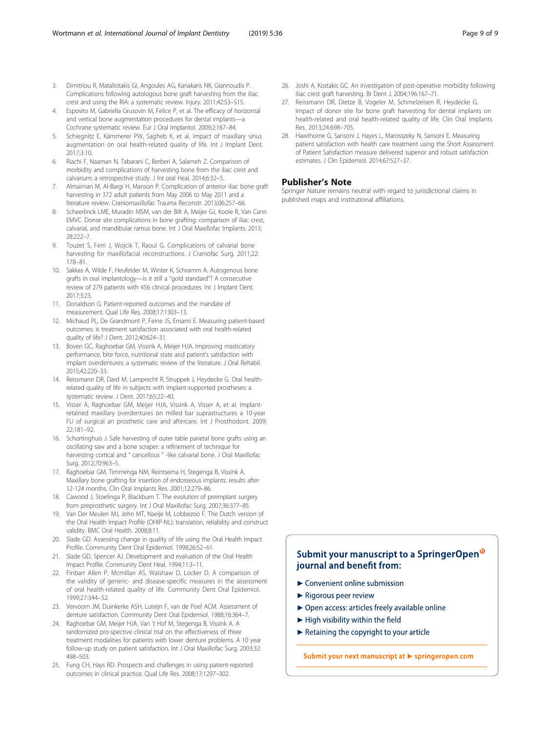3. Dimitriou R, Mataliotakis GI, Angoules AG, Kanakaris NK, Giannoudis P. Complications following autologous bone graft harvesting from the iliac crest and using the RIA: a systematic review. Injury. 2011;42:S3–S15.
4. Esposito M, Gabriella Grusovin M, Felice P, et al. The efficacy of horizontal and vertical bone augmentation procedures for dental implants—a Cochrane systematic review. Eur J Oral Implantol. 2009;2:167–84.
5. Schiegnitz E, Kämmerer PW, Sagheb K, et al. Impact of maxillary sinus augmentation on oral health-related quality of life. Int J Implant Dent. 2017;3:10.
6. Riachi F, Naaman N, Tabarani C, Berberi A, Salameh Z. Comparison of morbidity and complications of harvesting bone from the iliac crest and calvarium: a retrospective study. J Int oral Heal. 2014;6:32–5.
7. Almaiman M, Al-Bargi H, Manson P. Complication of anterior iliac bone graft harvesting in 372 adult patients from May 2006 to May 2011 and a literature review. Craniomaxillofac Trauma Reconstr. 2013;06:257–66.
8. Scheerlinck LME, Muradin MSM, van der Bilt A, Meijer GJ, Koole R, Van Cann EMVC. Donor site complications in bone grafting: comparison of iliac crest, calvarial, and mandibular ramus bone. Int J Oral Maxillofac Implants. 2013;28:222–7.
9. Touzet S, Ferri J, Wojcik T, Raoul G. Complications of calvarial bone harvesting for maxillofacial reconstructions. J Craniofac Surg. 2011;22:178–81.
10. Sakkas A, Wilde F, Heufelder M, Winter K, Schramm A. Autogenous bone grafts in oral implantology—is it still a "gold standard"? A consecutive review of 279 patients with 456 clinical procedures. Int J Implant Dent. 2017;3:23.
11. Donaldson G. Patient-reported outcomes and the mandate of measurement. Qual Life Res. 2008;17:1303–13.
12. Michaud PL, De Grandmont P, Feine JS, Emami E. Measuring patient-based outcomes: is treatment satisfaction associated with oral health-related quality of life? J Dent. 2012;40:624–31.
13. Boven GC, Raghoebar GM, Vissink A, Meijer HJA. Improving masticatory performance, bite force, nutritional state and patient's satisfaction with implant overdentures: a systematic review of the literature. J Oral Rehabil. 2015;42:220–33.
14. Reissmann DR, Dard M, Lamprecht R, Struppek J, Heydecke G. Oral health-related quality of life in subjects with implant-supported prostheses: a systematic review. J Dent. 2017;65:22–40.
15. Visser A, Raghoebar GM, Meijer HJA, Vissink A, Visser A, et al. Implant-retained maxillary overdentures on milled bar suprastructures a 10-year FU of surgical an prosthetic care and aftercare. Int J Prosthodont. 2009;22:181–92.
16. Schortinghuis J. Safe harvesting of outer table parietal bone grafts using an oscillating saw and a bone scraper: a refinement of technique for harvesting cortical and " cancellous " -like calvarial bone. J Oral Maxillofac Surg. 2012;70:963–5.
17. Raghoebar GM, Timmenga NM, Reintsema H, Stegenga B, Vissink A. Maxillary bone grafting for insertion of endosseous implants: results after 12-124 months. Clin Oral Implants Res. 2001;12:279–86.
18. Cawood J, Stoelinga P, Blackburn T. The evolution of preimplant surgery from preprosthetic surgery. Int J Oral Maxillofac Surg. 2007;36:377–85.
19. Van Der Meulen MJ, John MT, Naeije M, Lobbezoo F. The Dutch version of the Oral Health Impact Profile (OHIP-NL): translation, reliability and construct validity. BMC Oral Health. 2008;8:11.
20. Slade GD. Assessing change in quality of life using the Oral Health Impact Profile. Community Dent Oral Epidemiol. 1998;26:52–61.
21. Slade GD, Spencer AJ. Development and evaluation of the Oral Health Impact Profile. Community Dent Heal. 1994;11:3–11.
22. Finbarr Allen P, Mcmillan AS, Walshaw D, Locker D. A comparison of the validity of generic- and disease-specific measures in the assessment of oral health-related quality of life. Community Dent Oral Epidemiol. 1999;27:344–52.
23. Vervoorn JM, Duinkerke ASH, Luteijn F, van de Poel ACM. Assessment of denture satisfaction. Community Dent Oral Epidemiol. 1988;16:364–7.
24. Raghoebar GM, Meijer HJA, Van 't Hof M, Stegenga B, Vissink A. A randomized pro-spective clinical trial on the effectiveness of three treatment modalities for patients with lower denture problems. A 10 year follow-up study on patient satisfaction. Int J Oral Maxillofac Surg. 2003;32:498–503.
25. Fung CH, Hays RD. Prospects and challenges in using patient-reported outcomes in clinical practice. Qual Life Res. 2008;17:1297–302.
26. Joshi A, Kostakis GC. An investigation of post-operative morbidity following iliac crest graft harvesting. Br Dent J. 2004;196:167–71.
27. Reissmann DR, Dietze B, Vogeler M, Schmelzeisen R, Heydecke G. Impact of donor site for bone graft harvesting for dental implants on health-related and oral health-related quality of life. Clin Oral Implants Res. 2013;24:698–705.
28. Hawthorne G, Sansoni J, Hayes L, Marosszeky N, Sansoni E. Measuring patient satisfaction with health care treatment using the Short Assessment of Patient Satisfaction measure delivered superior and robust satisfaction estimates. J Clin Epidemiol. 2014;67:527–37.

## Publisher's Note

Springer Nature remains neutral with regard to jurisdictional claims in published maps and institutional affiliations.